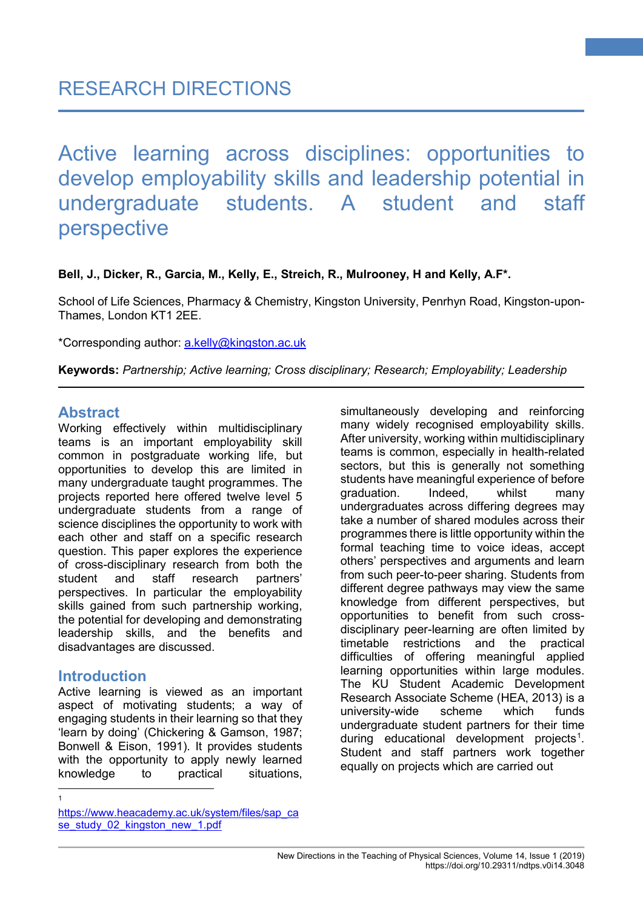RESEARCH DIRECTIONS

# Active learning across disciplines: opportunities to develop employability skills and leadership potential in undergraduate students. A student and staff perspective

**Bell, J., Dicker, R., Garcia, M., Kelly, E., Streich, R., Mulrooney, H and Kelly, A.F\*.**

School of Life Sciences, Pharmacy & Chemistry, Kingston University, Penrhyn Road, Kingston-upon-Thames, London KT1 2EE.

\*Corresponding author: a.kelly@kingston.ac.uk

**Keywords:** *Partnership; Active learning; Cross disciplinary; Research; Employability; Leadership*

## Abstract

Working effectively within multidisciplinary teams is an important employability skill common in postgraduate working life, but opportunities to develop this are limited in many undergraduate taught programmes. The projects reported here offered twelve level 5 undergraduate students from a range of science disciplines the opportunity to work with each other and staff on a specific research question. This paper explores the experience of cross-disciplinary research from both the student and staff research partners' perspectives. In particular the employability skills gained from such partnership working, the potential for developing and demonstrating leadership skills, and the benefits and disadvantages are discussed.

## Introduction

Active learning is viewed as an important aspect of motivating students; a way of engaging students in their learning so that they 'learn by doing' (Chickering & Gamson, 1987; Bonwell & Eison, 1991). It provides students with the opportunity to apply newly learned knowledge to practical situations, simultaneously developing and reinforcing many widely recognised employability skills. After university, working within multidisciplinary teams is common, especially in health-related sectors, but this is generally not something students have meaningful experience of before graduation. Indeed, whilst many undergraduates across differing degrees may take a number of shared modules across their programmes there is little opportunity within the formal teaching time to voice ideas, accept others' perspectives and arguments and learn from such peer-to-peer sharing. Students from different degree pathways may view the same knowledge from different perspectives, but opportunities to benefit from such cross-disciplinary peer-learning are often limited by timetable restrictions and the practical difficulties of offering meaningful applied learning opportunities within large modules. The KU Student Academic Development Research Associate Scheme (HEA, 2013) is a university-wide scheme which funds undergraduate student partners for their time during educational development projects[1]. Student and staff partners work together equally on projects which are carried out

[1] https://www.heacademy.ac.uk/system/files/sap_case_study_02_kingston_new_1.pdf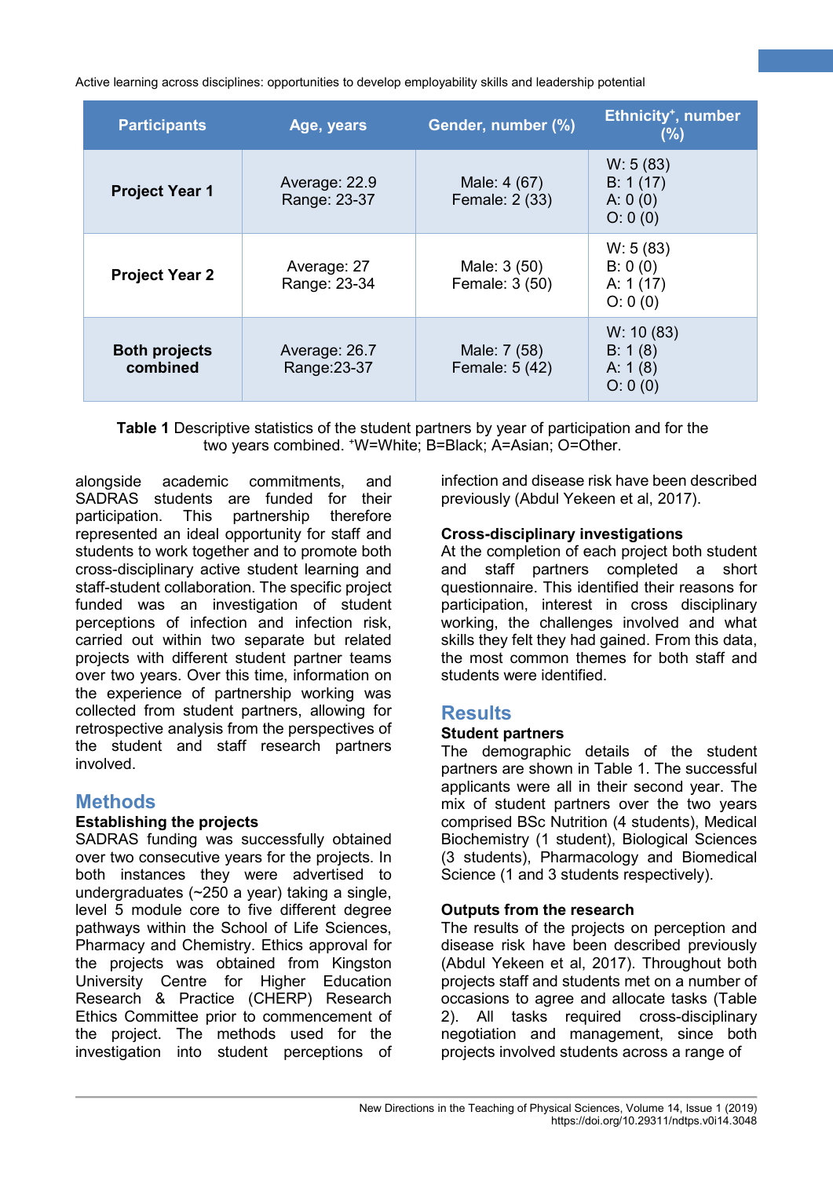| Participants | Age, years | Gender, number (%) | Ethnicity[+], number (%) |
|---|---|---|---|
| **Project Year 1** | Average: 22.9<br>Range: 23-37 | Male: 4 (67)<br>Female: 2 (33) | W: 5 (83)<br>B: 1 (17)<br>A: 0 (0)<br>O: 0 (0) |
| **Project Year 2** | Average: 27<br>Range: 23-34 | Male: 3 (50)<br>Female: 3 (50) | W: 5 (83)<br>B: 0 (0)<br>A: 1 (17)<br>O: 0 (0) |
| **Both projects combined** | Average: 26.7<br>Range:23-37 | Male: 7 (58)<br>Female: 5 (42) | W: 10 (83)<br>B: 1 (8)<br>A: 1 (8)<br>O: 0 (0) |

**Table 1** Descriptive statistics of the student partners by year of participation and for the two years combined. [+]W=White; B=Black; A=Asian; O=Other.

alongside academic commitments, and SADRAS students are funded for their participation. This partnership therefore represented an ideal opportunity for staff and students to work together and to promote both cross-disciplinary active student learning and staff-student collaboration. The specific project funded was an investigation of student perceptions of infection and infection risk, carried out within two separate but related projects with different student partner teams over two years. Over this time, information on the experience of partnership working was collected from student partners, allowing for retrospective analysis from the perspectives of the student and staff research partners involved.

## Methods

### Establishing the projects

SADRAS funding was successfully obtained over two consecutive years for the projects. In both instances they were advertised to undergraduates (~250 a year) taking a single, level 5 module core to five different degree pathways within the School of Life Sciences, Pharmacy and Chemistry. Ethics approval for the projects was obtained from Kingston University Centre for Higher Education Research & Practice (CHERP) Research Ethics Committee prior to commencement of the project. The methods used for the investigation into student perceptions of infection and disease risk have been described previously (Abdul Yekeen et al, 2017).

### Cross-disciplinary investigations

At the completion of each project both student and staff partners completed a short questionnaire. This identified their reasons for participation, interest in cross disciplinary working, the challenges involved and what skills they felt they had gained. From this data, the most common themes for both staff and students were identified.

## Results

### Student partners

The demographic details of the student partners are shown in Table 1. The successful applicants were all in their second year. The mix of student partners over the two years comprised BSc Nutrition (4 students), Medical Biochemistry (1 student), Biological Sciences (3 students), Pharmacology and Biomedical Science (1 and 3 students respectively).

### Outputs from the research

The results of the projects on perception and disease risk have been described previously (Abdul Yekeen et al, 2017). Throughout both projects staff and students met on a number of occasions to agree and allocate tasks (Table 2). All tasks required cross-disciplinary negotiation and management, since both projects involved students across a range of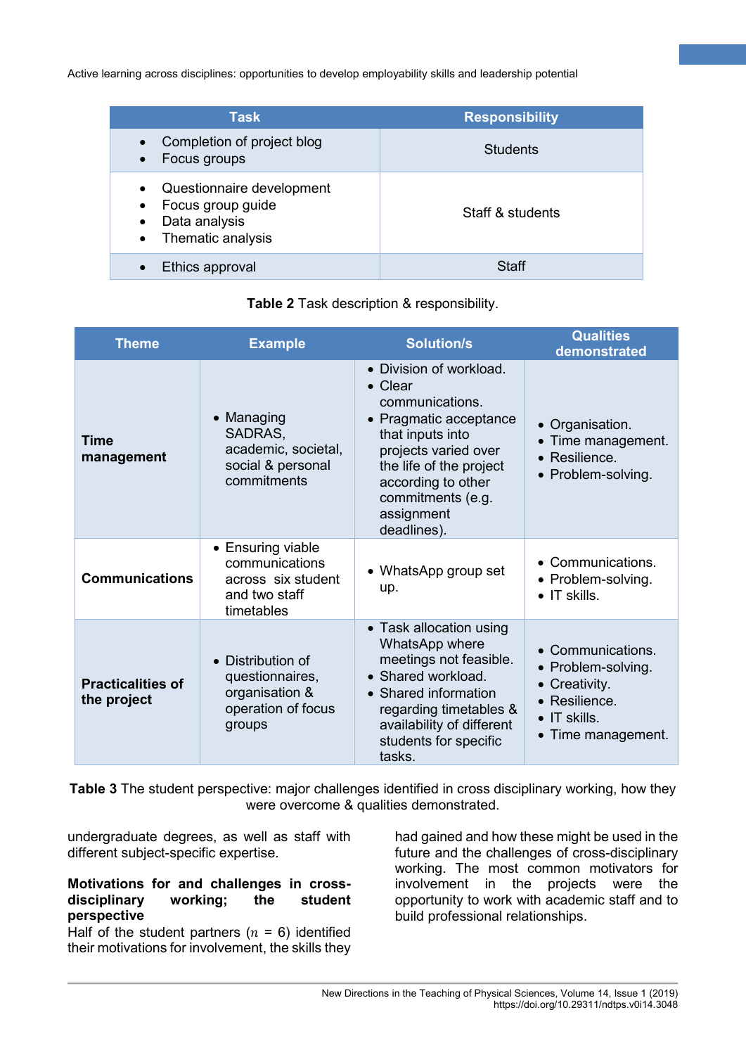| Task | Responsibility |
|---|---|
| • Completion of project blog<br>• Focus groups | Students |
| • Questionnaire development<br>• Focus group guide<br>• Data analysis<br>• Thematic analysis | Staff & students |
| • Ethics approval | Staff |

**Table 2** Task description & responsibility.

| Theme | Example | Solution/s | Qualities demonstrated |
|---|---|---|---|
| **Time management** | • Managing SADRAS, academic, societal, social & personal commitments | • Division of workload.<br>• Clear communications.<br>• Pragmatic acceptance that inputs into projects varied over the life of the project according to other commitments (e.g. assignment deadlines). | • Organisation.<br>• Time management.<br>• Resilience.<br>• Problem-solving. |
| **Communications** | • Ensuring viable communications across six student and two staff timetables | • WhatsApp group set up. | • Communications.<br>• Problem-solving.<br>• IT skills. |
| **Practicalities of the project** | • Distribution of questionnaires, organisation & operation of focus groups | • Task allocation using WhatsApp where meetings not feasible.<br>• Shared workload.<br>• Shared information regarding timetables & availability of different students for specific tasks. | • Communications.<br>• Problem-solving.<br>• Creativity.<br>• Resilience.<br>• IT skills.<br>• Time management. |

**Table 3** The student perspective: major challenges identified in cross disciplinary working, how they were overcome & qualities demonstrated.

undergraduate degrees, as well as staff with different subject-specific expertise.

### Motivations for and challenges in cross-disciplinary working; the student perspective

Half of the student partners ($n$ = 6) identified their motivations for involvement, the skills they had gained and how these might be used in the future and the challenges of cross-disciplinary working. The most common motivators for involvement in the projects were the opportunity to work with academic staff and to build professional relationships.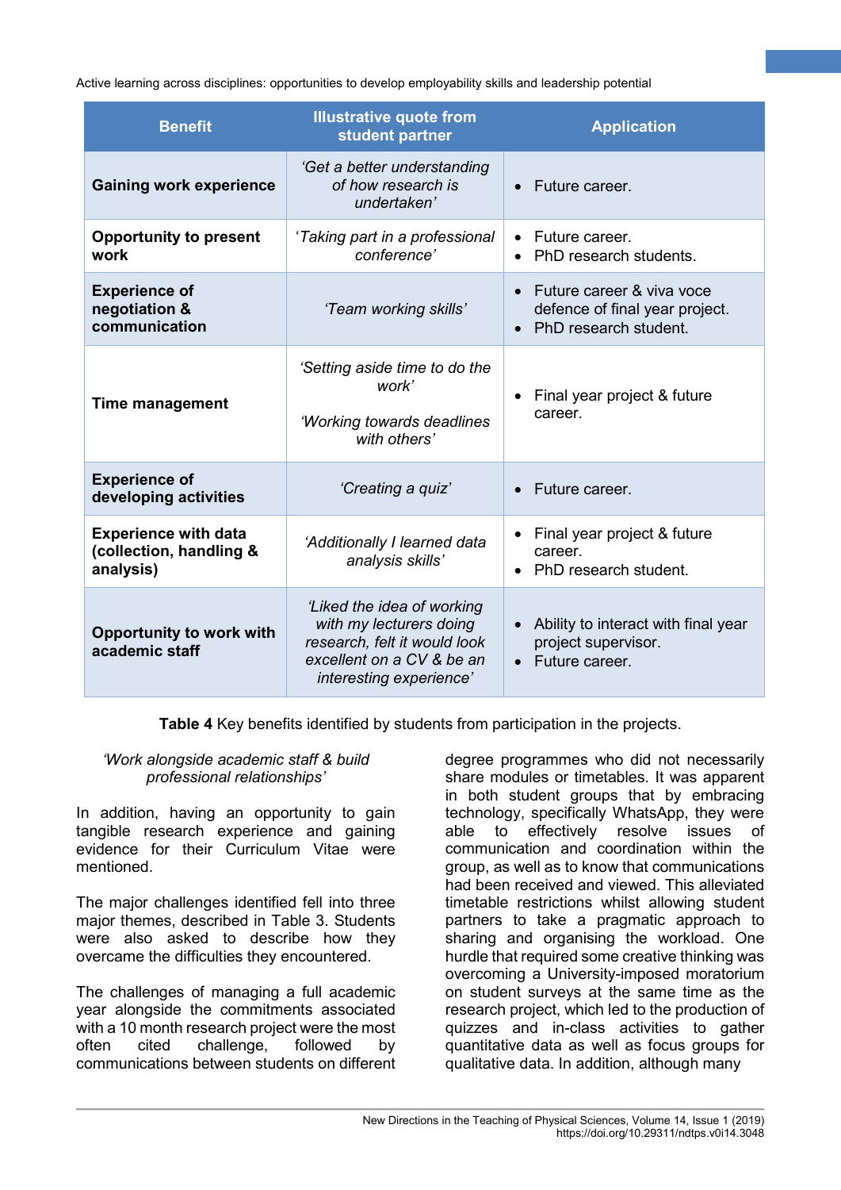| Benefit | Illustrative quote from student partner | Application |
|---|---|---|
| **Gaining work experience** | *'Get a better understanding of how research is undertaken'* | • Future career. |
| **Opportunity to present work** | *'Taking part in a professional conference'* | • Future career.<br>• PhD research students. |
| **Experience of negotiation & communication** | *'Team working skills'* | • Future career & viva voce defence of final year project.<br>• PhD research student. |
| **Time management** | *'Setting aside time to do the work'*<br><br>*'Working towards deadlines with others'* | • Final year project & future career. |
| **Experience of developing activities** | *'Creating a quiz'* | • Future career. |
| **Experience with data (collection, handling & analysis)** | *'Additionally I learned data analysis skills'* | • Final year project & future career.<br>• PhD research student. |
| **Opportunity to work with academic staff** | *'Liked the idea of working with my lecturers doing research, felt it would look excellent on a CV & be an interesting experience'* | • Ability to interact with final year project supervisor.<br>• Future career. |

**Table 4** Key benefits identified by students from participation in the projects.

*'Work alongside academic staff & build professional relationships'*

In addition, having an opportunity to gain tangible research experience and gaining evidence for their Curriculum Vitae were mentioned.

The major challenges identified fell into three major themes, described in Table 3. Students were also asked to describe how they overcame the difficulties they encountered.

The challenges of managing a full academic year alongside the commitments associated with a 10 month research project were the most often cited challenge, followed by communications between students on different degree programmes who did not necessarily share modules or timetables. It was apparent in both student groups that by embracing technology, specifically WhatsApp, they were able to effectively resolve issues of communication and coordination within the group, as well as to know that communications had been received and viewed. This alleviated timetable restrictions whilst allowing student partners to take a pragmatic approach to sharing and organising the workload. One hurdle that required some creative thinking was overcoming a University-imposed moratorium on student surveys at the same time as the research project, which led to the production of quizzes and in-class activities to gather quantitative data as well as focus groups for qualitative data. In addition, although many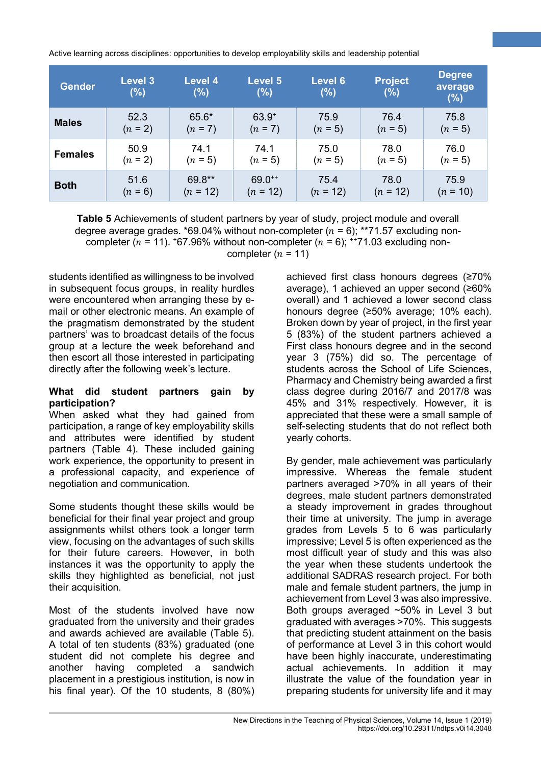| Gender | Level 3 (%) | Level 4 (%) | Level 5 (%) | Level 6 (%) | Project (%) | Degree average (%) |
|---|---|---|---|---|---|---|
| **Males** | 52.3 ($n$ = 2) | 65.6* ($n$ = 7) | 63.9⁺ ($n$ = 7) | 75.9 ($n$ = 5) | 76.4 ($n$ = 5) | 75.8 ($n$ = 5) |
| **Females** | 50.9 ($n$ = 2) | 74.1 ($n$ = 5) | 74.1 ($n$ = 5) | 75.0 ($n$ = 5) | 78.0 ($n$ = 5) | 76.0 ($n$ = 5) |
| **Both** | 51.6 ($n$ = 6) | 69.8** ($n$ = 12) | 69.0⁺⁺ ($n$ = 12) | 75.4 ($n$ = 12) | 78.0 ($n$ = 12) | 75.9 ($n$ = 10) |

**Table 5** Achievements of student partners by year of study, project module and overall degree average grades. *69.04% without non-completer ($n$ = 6); **71.57 excluding non-completer ($n$ = 11). ⁺67.96% without non-completer ($n$ = 6); ⁺⁺71.03 excluding non-completer ($n$ = 11)

students identified as willingness to be involved in subsequent focus groups, in reality hurdles were encountered when arranging these by e-mail or other electronic means. An example of the pragmatism demonstrated by the student partners' was to broadcast details of the focus group at a lecture the week beforehand and then escort all those interested in participating directly after the following week's lecture.

**What did student partners gain by participation?**

When asked what they had gained from participation, a range of key employability skills and attributes were identified by student partners (Table 4). These included gaining work experience, the opportunity to present in a professional capacity, and experience of negotiation and communication.

Some students thought these skills would be beneficial for their final year project and group assignments whilst others took a longer term view, focusing on the advantages of such skills for their future careers. However, in both instances it was the opportunity to apply the skills they highlighted as beneficial, not just their acquisition.

Most of the students involved have now graduated from the university and their grades and awards achieved are available (Table 5). A total of ten students (83%) graduated (one student did not complete his degree and another having completed a sandwich placement in a prestigious institution, is now in his final year). Of the 10 students, 8 (80%) achieved first class honours degrees (≥70% average), 1 achieved an upper second (≥60% overall) and 1 achieved a lower second class honours degree (≥50% average; 10% each). Broken down by year of project, in the first year 5 (83%) of the student partners achieved a First class honours degree and in the second year 3 (75%) did so. The percentage of students across the School of Life Sciences, Pharmacy and Chemistry being awarded a first class degree during 2016/7 and 2017/8 was 45% and 31% respectively. However, it is appreciated that these were a small sample of self-selecting students that do not reflect both yearly cohorts.

By gender, male achievement was particularly impressive. Whereas the female student partners averaged >70% in all years of their degrees, male student partners demonstrated a steady improvement in grades throughout their time at university. The jump in average grades from Levels 5 to 6 was particularly impressive; Level 5 is often experienced as the most difficult year of study and this was also the year when these students undertook the additional SADRAS research project. For both male and female student partners, the jump in achievement from Level 3 was also impressive. Both groups averaged ~50% in Level 3 but graduated with averages >70%. This suggests that predicting student attainment on the basis of performance at Level 3 in this cohort would have been highly inaccurate, underestimating actual achievements. In addition it may illustrate the value of the foundation year in preparing students for university life and it may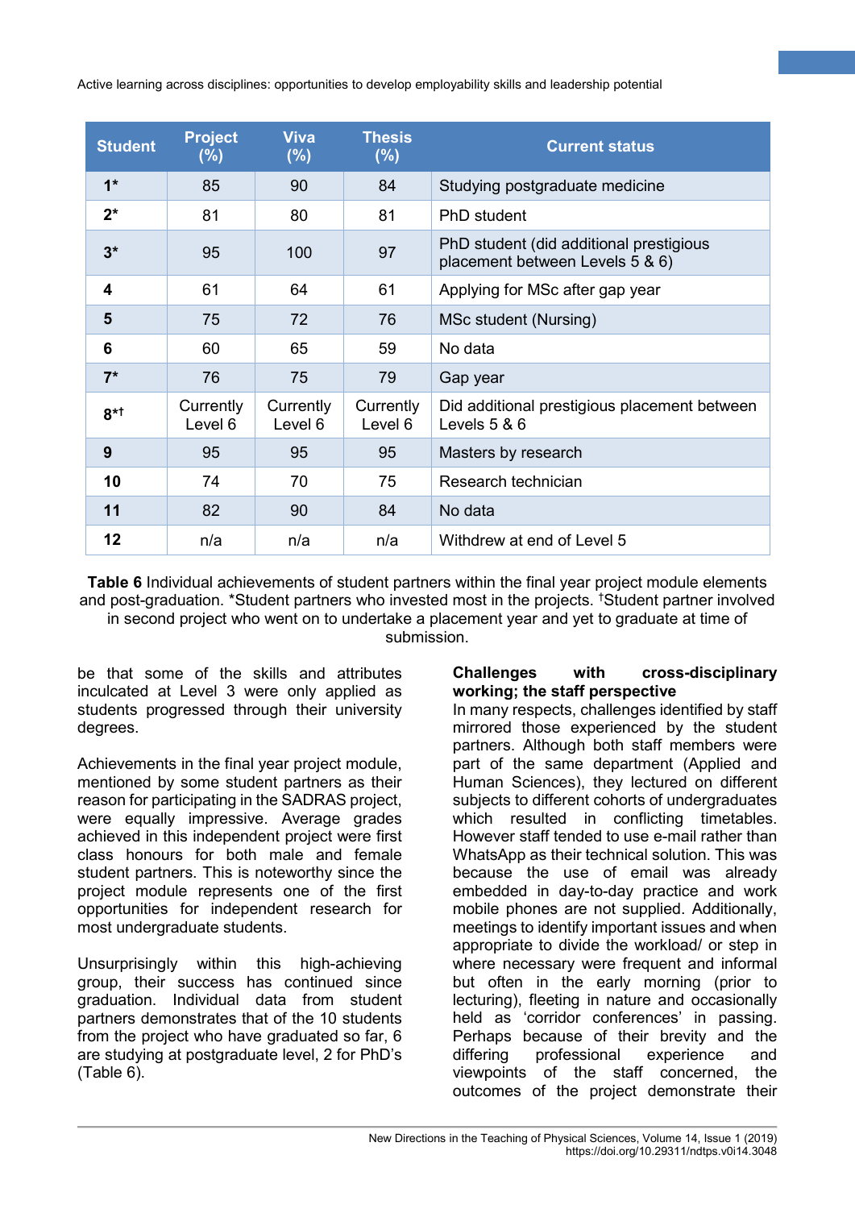| Student | Project (%) | Viva (%) | Thesis (%) | Current status |
|---|---|---|---|---|
| **1*** | 85 | 90 | 84 | Studying postgraduate medicine |
| **2*** | 81 | 80 | 81 | PhD student |
| **3*** | 95 | 100 | 97 | PhD student (did additional prestigious placement between Levels 5 & 6) |
| **4** | 61 | 64 | 61 | Applying for MSc after gap year |
| **5** | 75 | 72 | 76 | MSc student (Nursing) |
| **6** | 60 | 65 | 59 | No data |
| **7*** | 76 | 75 | 79 | Gap year |
| **8*†** | Currently Level 6 | Currently Level 6 | Currently Level 6 | Did additional prestigious placement between Levels 5 & 6 |
| **9** | 95 | 95 | 95 | Masters by research |
| **10** | 74 | 70 | 75 | Research technician |
| **11** | 82 | 90 | 84 | No data |
| **12** | n/a | n/a | n/a | Withdrew at end of Level 5 |

**Table 6** Individual achievements of student partners within the final year project module elements and post-graduation. *Student partners who invested most in the projects. †Student partner involved in second project who went on to undertake a placement year and yet to graduate at time of submission.

be that some of the skills and attributes inculcated at Level 3 were only applied as students progressed through their university degrees.

Achievements in the final year project module, mentioned by some student partners as their reason for participating in the SADRAS project, were equally impressive. Average grades achieved in this independent project were first class honours for both male and female student partners. This is noteworthy since the project module represents one of the first opportunities for independent research for most undergraduate students.

Unsurprisingly within this high-achieving group, their success has continued since graduation. Individual data from student partners demonstrates that of the 10 students from the project who have graduated so far, 6 are studying at postgraduate level, 2 for PhD's (Table 6).

**Challenges with cross-disciplinary working; the staff perspective**

In many respects, challenges identified by staff mirrored those experienced by the student partners. Although both staff members were part of the same department (Applied and Human Sciences), they lectured on different subjects to different cohorts of undergraduates which resulted in conflicting timetables. However staff tended to use e-mail rather than WhatsApp as their technical solution. This was because the use of email was already embedded in day-to-day practice and work mobile phones are not supplied. Additionally, meetings to identify important issues and when appropriate to divide the workload/ or step in where necessary were frequent and informal but often in the early morning (prior to lecturing), fleeting in nature and occasionally held as 'corridor conferences' in passing. Perhaps because of their brevity and the differing professional experience and viewpoints of the staff concerned, the outcomes of the project demonstrate their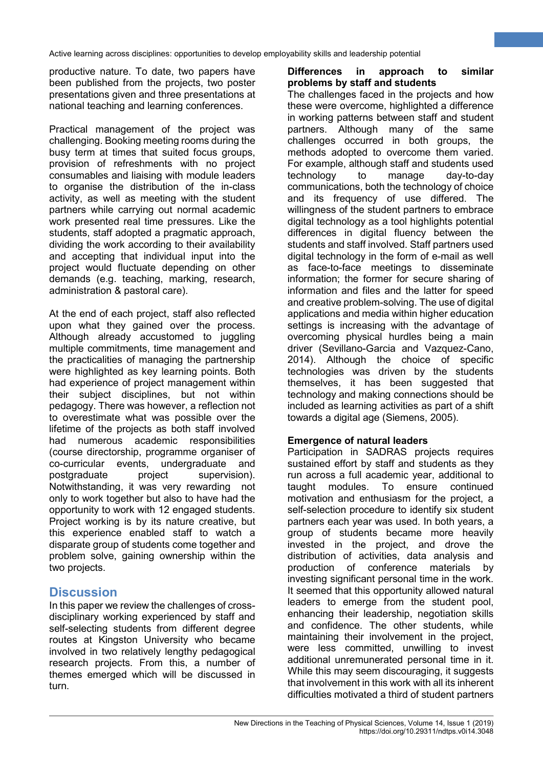productive nature. To date, two papers have been published from the projects, two poster presentations given and three presentations at national teaching and learning conferences.

Practical management of the project was challenging. Booking meeting rooms during the busy term at times that suited focus groups, provision of refreshments with no project consumables and liaising with module leaders to organise the distribution of the in-class activity, as well as meeting with the student partners while carrying out normal academic work presented real time pressures. Like the students, staff adopted a pragmatic approach, dividing the work according to their availability and accepting that individual input into the project would fluctuate depending on other demands (e.g. teaching, marking, research, administration & pastoral care).

At the end of each project, staff also reflected upon what they gained over the process. Although already accustomed to juggling multiple commitments, time management and the practicalities of managing the partnership were highlighted as key learning points. Both had experience of project management within their subject disciplines, but not within pedagogy. There was however, a reflection not to overestimate what was possible over the lifetime of the projects as both staff involved had numerous academic responsibilities (course directorship, programme organiser of co-curricular events, undergraduate and postgraduate project supervision). Notwithstanding, it was very rewarding not only to work together but also to have had the opportunity to work with 12 engaged students. Project working is by its nature creative, but this experience enabled staff to watch a disparate group of students come together and problem solve, gaining ownership within the two projects.

## Discussion

In this paper we review the challenges of cross-disciplinary working experienced by staff and self-selecting students from different degree routes at Kingston University who became involved in two relatively lengthy pedagogical research projects. From this, a number of themes emerged which will be discussed in turn.

**Differences in approach to similar problems by staff and students**

The challenges faced in the projects and how these were overcome, highlighted a difference in working patterns between staff and student partners. Although many of the same challenges occurred in both groups, the methods adopted to overcome them varied. For example, although staff and students used technology to manage day-to-day communications, both the technology of choice and its frequency of use differed. The willingness of the student partners to embrace digital technology as a tool highlights potential differences in digital fluency between the students and staff involved. Staff partners used digital technology in the form of e-mail as well as face-to-face meetings to disseminate information; the former for secure sharing of information and files and the latter for speed and creative problem-solving. The use of digital applications and media within higher education settings is increasing with the advantage of overcoming physical hurdles being a main driver (Sevillano-Garcia and Vazquez-Cano, 2014). Although the choice of specific technologies was driven by the students themselves, it has been suggested that technology and making connections should be included as learning activities as part of a shift towards a digital age (Siemens, 2005).

**Emergence of natural leaders**

Participation in SADRAS projects requires sustained effort by staff and students as they run across a full academic year, additional to taught modules. To ensure continued motivation and enthusiasm for the project, a self-selection procedure to identify six student partners each year was used. In both years, a group of students became more heavily invested in the project, and drove the distribution of activities, data analysis and production of conference materials by investing significant personal time in the work. It seemed that this opportunity allowed natural leaders to emerge from the student pool, enhancing their leadership, negotiation skills and confidence. The other students, while maintaining their involvement in the project, were less committed, unwilling to invest additional unremunerated personal time in it. While this may seem discouraging, it suggests that involvement in this work with all its inherent difficulties motivated a third of student partners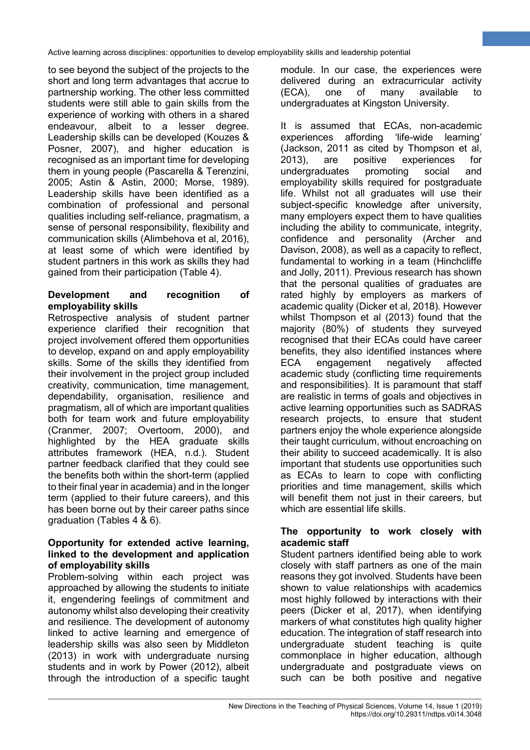to see beyond the subject of the projects to the short and long term advantages that accrue to partnership working. The other less committed students were still able to gain skills from the experience of working with others in a shared endeavour, albeit to a lesser degree. Leadership skills can be developed (Kouzes & Posner, 2007), and higher education is recognised as an important time for developing them in young people (Pascarella & Terenzini, 2005; Astin & Astin, 2000; Morse, 1989). Leadership skills have been identified as a combination of professional and personal qualities including self-reliance, pragmatism, a sense of personal responsibility, flexibility and communication skills (Alimbehova et al, 2016), at least some of which were identified by student partners in this work as skills they had gained from their participation (Table 4).

**Development and recognition of employability skills**

Retrospective analysis of student partner experience clarified their recognition that project involvement offered them opportunities to develop, expand on and apply employability skills. Some of the skills they identified from their involvement in the project group included creativity, communication, time management, dependability, organisation, resilience and pragmatism, all of which are important qualities both for team work and future employability (Cranmer, 2007; Overtoom, 2000), and highlighted by the HEA graduate skills attributes framework (HEA, n.d.). Student partner feedback clarified that they could see the benefits both within the short-term (applied to their final year in academia) and in the longer term (applied to their future careers), and this has been borne out by their career paths since graduation (Tables 4 & 6).

**Opportunity for extended active learning, linked to the development and application of employability skills**

Problem-solving within each project was approached by allowing the students to initiate it, engendering feelings of commitment and autonomy whilst also developing their creativity and resilience. The development of autonomy linked to active learning and emergence of leadership skills was also seen by Middleton (2013) in work with undergraduate nursing students and in work by Power (2012), albeit through the introduction of a specific taught module. In our case, the experiences were delivered during an extracurricular activity (ECA), one of many available to undergraduates at Kingston University.

It is assumed that ECAs, non-academic experiences affording 'life-wide learning' (Jackson, 2011 as cited by Thompson et al, 2013), are positive experiences for undergraduates promoting social and employability skills required for postgraduate life. Whilst not all graduates will use their subject-specific knowledge after university, many employers expect them to have qualities including the ability to communicate, integrity, confidence and personality (Archer and Davison, 2008), as well as a capacity to reflect, fundamental to working in a team (Hinchcliffe and Jolly, 2011). Previous research has shown that the personal qualities of graduates are rated highly by employers as markers of academic quality (Dicker et al, 2018). However whilst Thompson et al (2013) found that the majority (80%) of students they surveyed recognised that their ECAs could have career benefits, they also identified instances where ECA engagement negatively affected academic study (conflicting time requirements and responsibilities). It is paramount that staff are realistic in terms of goals and objectives in active learning opportunities such as SADRAS research projects, to ensure that student partners enjoy the whole experience alongside their taught curriculum, without encroaching on their ability to succeed academically. It is also important that students use opportunities such as ECAs to learn to cope with conflicting priorities and time management, skills which will benefit them not just in their careers, but which are essential life skills.

**The opportunity to work closely with academic staff**

Student partners identified being able to work closely with staff partners as one of the main reasons they got involved. Students have been shown to value relationships with academics most highly followed by interactions with their peers (Dicker et al, 2017), when identifying markers of what constitutes high quality higher education. The integration of staff research into undergraduate student teaching is quite commonplace in higher education, although undergraduate and postgraduate views on such can be both positive and negative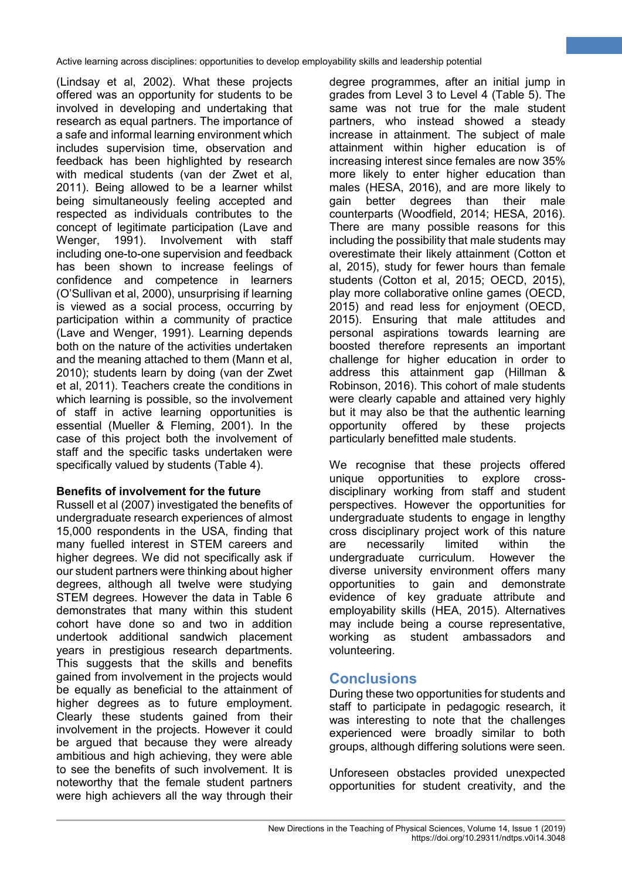(Lindsay et al, 2002). What these projects offered was an opportunity for students to be involved in developing and undertaking that research as equal partners. The importance of a safe and informal learning environment which includes supervision time, observation and feedback has been highlighted by research with medical students (van der Zwet et al, 2011). Being allowed to be a learner whilst being simultaneously feeling accepted and respected as individuals contributes to the concept of legitimate participation (Lave and Wenger, 1991). Involvement with staff including one-to-one supervision and feedback has been shown to increase feelings of confidence and competence in learners (O'Sullivan et al, 2000), unsurprising if learning is viewed as a social process, occurring by participation within a community of practice (Lave and Wenger, 1991). Learning depends both on the nature of the activities undertaken and the meaning attached to them (Mann et al, 2010); students learn by doing (van der Zwet et al, 2011). Teachers create the conditions in which learning is possible, so the involvement of staff in active learning opportunities is essential (Mueller & Fleming, 2001). In the case of this project both the involvement of staff and the specific tasks undertaken were specifically valued by students (Table 4).

**Benefits of involvement for the future**

Russell et al (2007) investigated the benefits of undergraduate research experiences of almost 15,000 respondents in the USA, finding that many fuelled interest in STEM careers and higher degrees. We did not specifically ask if our student partners were thinking about higher degrees, although all twelve were studying STEM degrees. However the data in Table 6 demonstrates that many within this student cohort have done so and two in addition undertook additional sandwich placement years in prestigious research departments. This suggests that the skills and benefits gained from involvement in the projects would be equally as beneficial to the attainment of higher degrees as to future employment. Clearly these students gained from their involvement in the projects. However it could be argued that because they were already ambitious and high achieving, they were able to see the benefits of such involvement. It is noteworthy that the female student partners were high achievers all the way through their degree programmes, after an initial jump in grades from Level 3 to Level 4 (Table 5). The same was not true for the male student partners, who instead showed a steady increase in attainment. The subject of male attainment within higher education is of increasing interest since females are now 35% more likely to enter higher education than males (HESA, 2016), and are more likely to gain better degrees than their male counterparts (Woodfield, 2014; HESA, 2016). There are many possible reasons for this including the possibility that male students may overestimate their likely attainment (Cotton et al, 2015), study for fewer hours than female students (Cotton et al, 2015; OECD, 2015), play more collaborative online games (OECD, 2015) and read less for enjoyment (OECD, 2015). Ensuring that male attitudes and personal aspirations towards learning are boosted therefore represents an important challenge for higher education in order to address this attainment gap (Hillman & Robinson, 2016). This cohort of male students were clearly capable and attained very highly but it may also be that the authentic learning opportunity offered by these projects particularly benefitted male students.

We recognise that these projects offered unique opportunities to explore cross-disciplinary working from staff and student perspectives. However the opportunities for undergraduate students to engage in lengthy cross disciplinary project work of this nature are necessarily limited within the undergraduate curriculum. However the diverse university environment offers many opportunities to gain and demonstrate evidence of key graduate attribute and employability skills (HEA, 2015). Alternatives may include being a course representative, working as student ambassadors and volunteering.

## Conclusions

During these two opportunities for students and staff to participate in pedagogic research, it was interesting to note that the challenges experienced were broadly similar to both groups, although differing solutions were seen.

Unforeseen obstacles provided unexpected opportunities for student creativity, and the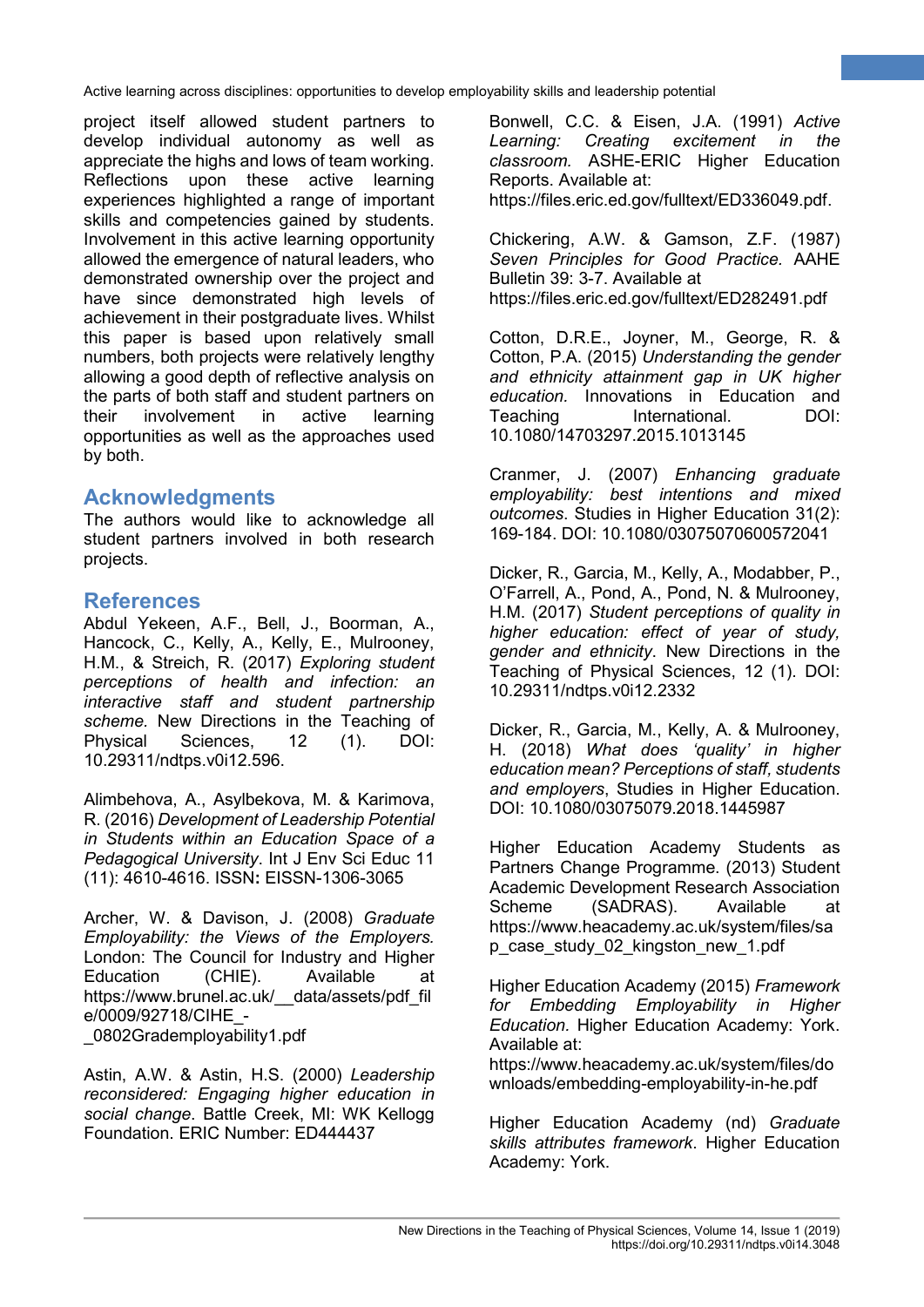project itself allowed student partners to develop individual autonomy as well as appreciate the highs and lows of team working. Reflections upon these active learning experiences highlighted a range of important skills and competencies gained by students. Involvement in this active learning opportunity allowed the emergence of natural leaders, who demonstrated ownership over the project and have since demonstrated high levels of achievement in their postgraduate lives. Whilst this paper is based upon relatively small numbers, both projects were relatively lengthy allowing a good depth of reflective analysis on the parts of both staff and student partners on their involvement in active learning opportunities as well as the approaches used by both.

## Acknowledgments

The authors would like to acknowledge all student partners involved in both research projects.

## References

Abdul Yekeen, A.F., Bell, J., Boorman, A., Hancock, C., Kelly, A., Kelly, E., Mulrooney, H.M., & Streich, R. (2017) *Exploring student perceptions of health and infection: an interactive staff and student partnership scheme.* New Directions in the Teaching of Physical Sciences, 12 (1). DOI: 10.29311/ndtps.v0i12.596.

Alimbehova, A., Asylbekova, M. & Karimova, R. (2016) *Development of Leadership Potential in Students within an Education Space of a Pedagogical University*. Int J Env Sci Educ 11 (11): 4610-4616. ISSN: EISSN-1306-3065

Archer, W. & Davison, J. (2008) *Graduate Employability: the Views of the Employers.* London: The Council for Industry and Higher Education (CHIE). Available at https://www.brunel.ac.uk/__data/assets/pdf_file/0009/92718/CIHE_-_0802Grademployability1.pdf

Astin, A.W. & Astin, H.S. (2000) *Leadership reconsidered: Engaging higher education in social change*. Battle Creek, MI: WK Kellogg Foundation. ERIC Number: ED444437

Bonwell, C.C. & Eisen, J.A. (1991) *Active Learning: Creating excitement in the classroom.* ASHE-ERIC Higher Education Reports. Available at: https://files.eric.ed.gov/fulltext/ED336049.pdf.

Chickering, A.W. & Gamson, Z.F. (1987) *Seven Principles for Good Practice.* AAHE Bulletin 39: 3-7. Available at https://files.eric.ed.gov/fulltext/ED282491.pdf

Cotton, D.R.E., Joyner, M., George, R. & Cotton, P.A. (2015) *Understanding the gender and ethnicity attainment gap in UK higher education.* Innovations in Education and Teaching International. DOI: 10.1080/14703297.2015.1013145

Cranmer, J. (2007) *Enhancing graduate employability: best intentions and mixed outcomes*. Studies in Higher Education 31(2): 169-184. DOI: 10.1080/03075070600572041

Dicker, R., Garcia, M., Kelly, A., Modabber, P., O'Farrell, A., Pond, A., Pond, N. & Mulrooney, H.M. (2017) *Student perceptions of quality in higher education: effect of year of study, gender and ethnicity*. New Directions in the Teaching of Physical Sciences, 12 (1). DOI: 10.29311/ndtps.v0i12.2332

Dicker, R., Garcia, M., Kelly, A. & Mulrooney, H. (2018) *What does 'quality' in higher education mean? Perceptions of staff, students and employers*, Studies in Higher Education. DOI: 10.1080/03075079.2018.1445987

Higher Education Academy Students as Partners Change Programme. (2013) Student Academic Development Research Association Scheme (SADRAS). Available at https://www.heacademy.ac.uk/system/files/sap_case_study_02_kingston_new_1.pdf

Higher Education Academy (2015) *Framework for Embedding Employability in Higher Education.* Higher Education Academy: York. Available at: https://www.heacademy.ac.uk/system/files/downloads/embedding-employability-in-he.pdf

Higher Education Academy (nd) *Graduate skills attributes framework*. Higher Education Academy: York.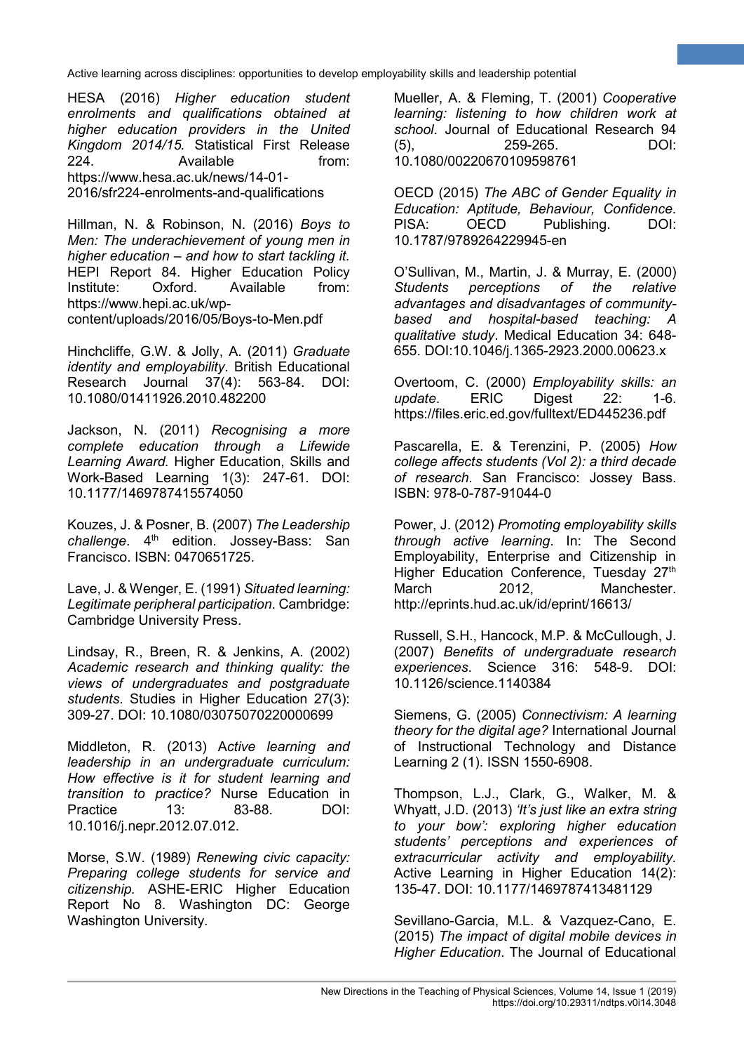HESA (2016) *Higher education student enrolments and qualifications obtained at higher education providers in the United Kingdom 2014/15.* Statistical First Release 224. Available from: https://www.hesa.ac.uk/news/14-01-2016/sfr224-enrolments-and-qualifications

Hillman, N. & Robinson, N. (2016) *Boys to Men: The underachievement of young men in higher education – and how to start tackling it.* HEPI Report 84. Higher Education Policy Institute: Oxford. Available from: https://www.hepi.ac.uk/wp-content/uploads/2016/05/Boys-to-Men.pdf

Hinchcliffe, G.W. & Jolly, A. (2011) *Graduate identity and employability*. British Educational Research Journal 37(4): 563-84. DOI: 10.1080/01411926.2010.482200

Jackson, N. (2011) *Recognising a more complete education through a Lifewide Learning Award.* Higher Education, Skills and Work-Based Learning 1(3): 247-61. DOI: 10.1177/1469787415574050

Kouzes, J. & Posner, B. (2007) *The Leadership challenge*. 4th edition. Jossey-Bass: San Francisco. ISBN: 0470651725.

Lave, J. & Wenger, E. (1991) *Situated learning: Legitimate peripheral participation*. Cambridge: Cambridge University Press.

Lindsay, R., Breen, R. & Jenkins, A. (2002) *Academic research and thinking quality: the views of undergraduates and postgraduate students*. Studies in Higher Education 27(3): 309-27. DOI: 10.1080/03075070220000699

Middleton, R. (2013) A*ctive learning and leadership in an undergraduate curriculum: How effective is it for student learning and transition to practice?* Nurse Education in Practice 13: 83-88. DOI: 10.1016/j.nepr.2012.07.012.

Morse, S.W. (1989) *Renewing civic capacity: Preparing college students for service and citizenship.* ASHE-ERIC Higher Education Report No 8. Washington DC: George Washington University.

Mueller, A. & Fleming, T. (2001) *Cooperative learning: listening to how children work at school*. Journal of Educational Research 94 (5), 259-265. DOI: 10.1080/00220670109598761

OECD (2015) *The ABC of Gender Equality in Education: Aptitude, Behaviour, Confidence*. PISA: OECD Publishing. DOI: 10.1787/9789264229945-en

O'Sullivan, M., Martin, J. & Murray, E. (2000) *Students perceptions of the relative advantages and disadvantages of community-based and hospital-based teaching: A qualitative study*. Medical Education 34: 648-655. DOI:10.1046/j.1365-2923.2000.00623.x

Overtoom, C. (2000) *Employability skills: an update*. ERIC Digest 22: 1-6. https://files.eric.ed.gov/fulltext/ED445236.pdf

Pascarella, E. & Terenzini, P. (2005) *How college affects students (Vol 2): a third decade of research*. San Francisco: Jossey Bass. ISBN: 978-0-787-91044-0

Power, J. (2012) *Promoting employability skills through active learning*. In: The Second Employability, Enterprise and Citizenship in Higher Education Conference, Tuesday 27th March 2012, Manchester. http://eprints.hud.ac.uk/id/eprint/16613/

Russell, S.H., Hancock, M.P. & McCullough, J. (2007) *Benefits of undergraduate research experiences*. Science 316: 548-9. DOI: 10.1126/science.1140384

Siemens, G. (2005) *Connectivism: A learning theory for the digital age?* International Journal of Instructional Technology and Distance Learning 2 (1). ISSN 1550-6908.

Thompson, L.J., Clark, G., Walker, M. & Whyatt, J.D. (2013) *'It's just like an extra string to your bow': exploring higher education students' perceptions and experiences of extracurricular activity and employability.* Active Learning in Higher Education 14(2): 135-47. DOI: 10.1177/1469787413481129

Sevillano-Garcia, M.L. & Vazquez-Cano, E. (2015) *The impact of digital mobile devices in Higher Education*. The Journal of Educational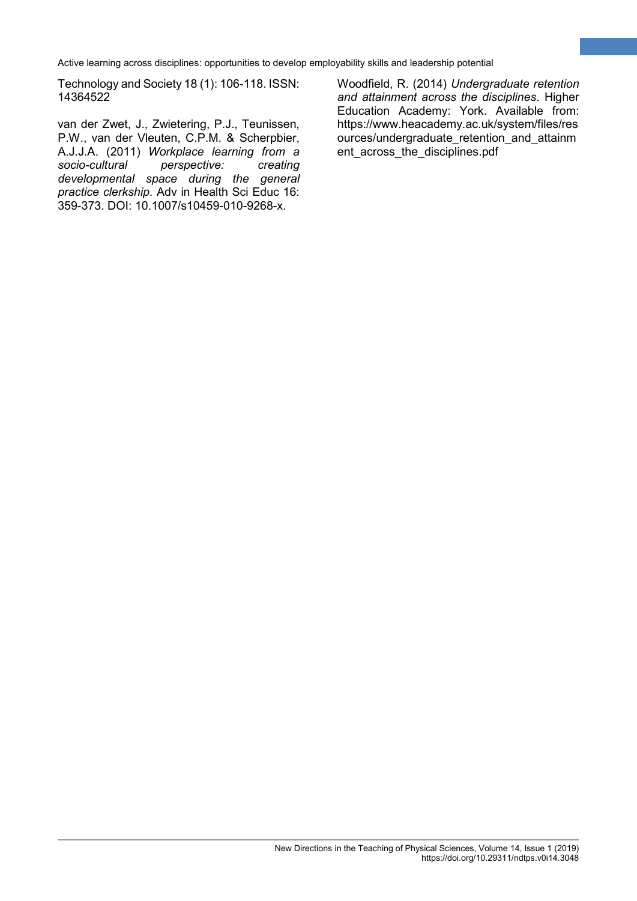Technology and Society 18 (1): 106-118. ISSN: 14364522

van der Zwet, J., Zwietering, P.J., Teunissen, P.W., van der Vleuten, C.P.M. & Scherpbier, A.J.J.A. (2011) *Workplace learning from a socio-cultural perspective: creating developmental space during the general practice clerkship*. Adv in Health Sci Educ 16: 359-373. DOI: 10.1007/s10459-010-9268-x.

Woodfield, R. (2014) *Undergraduate retention and attainment across the disciplines*. Higher Education Academy: York. Available from: https://www.heacademy.ac.uk/system/files/resources/undergraduate_retention_and_attainment_across_the_disciplines.pdf